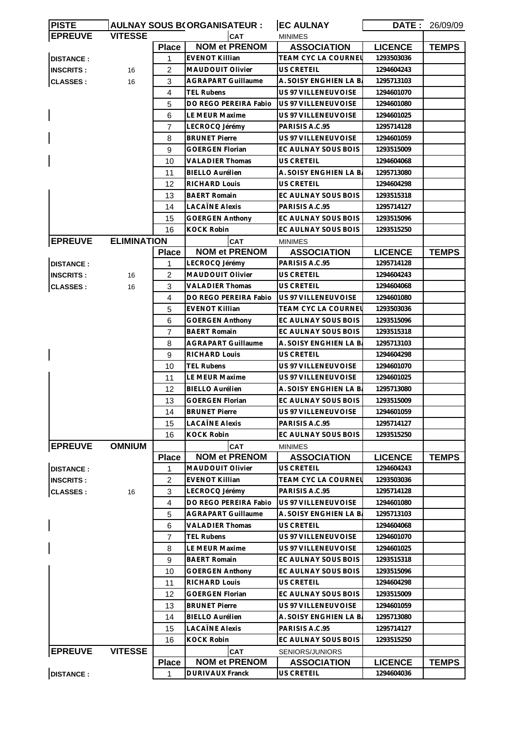| PISTE | AULNAY SOUS BOIS | ORGANISATEUR : | EC AULNAY | DATE : 26/09/09 | |
|---|---|---|---|---|---|
| **EPREUVE** | **VITESSE** | | CAT | MINIMES | |
| | **Place** | **NOM et PRENOM** | **ASSOCIATION** | **LICENCE** | **TEMPS** |
| **DISTANCE :** | 1 | EVENOT Killian | TEAM CYC LA COURNEU | 1293503036 | |
| **INSCRITS :** 16 | 2 | MAUDOUIT Olivier | US CRETEIL | 1294604243 | |
| **CLASSES :** 16 | 3 | AGRAPART Guillaume | A. SOISY ENGHIEN LA BA | 1295713103 | |
| | 4 | TEL Rubens | US 97 VILLENEUVOISE | 1294601070 | |
| | 5 | DO REGO PEREIRA Fabio | US 97 VILLENEUVOISE | 1294601080 | |
| | 6 | LE MEUR Maxime | US 97 VILLENEUVOISE | 1294601025 | |
| | 7 | LECROCQ Jérémy | PARISIS A.C.95 | 1295714128 | |
| | 8 | BRUNET Pierre | US 97 VILLENEUVOISE | 1294601059 | |
| | 9 | GOERGEN Florian | EC AULNAY SOUS BOIS | 1293515009 | |
| | 10 | VALADIER Thomas | US CRETEIL | 1294604068 | |
| | 11 | BIELLO Aurélien | A. SOISY ENGHIEN LA BA | 1295713080 | |
| | 12 | RICHARD Louis | US CRETEIL | 1294604298 | |
| | 13 | BAERT Romain | EC AULNAY SOUS BOIS | 1293515318 | |
| | 14 | LACAÏNE Alexis | PARISIS A.C.95 | 1295714127 | |
| | 15 | GOERGEN Anthony | EC AULNAY SOUS BOIS | 1293515096 | |
| | 16 | KOCK Robin | EC AULNAY SOUS BOIS | 1293515250 | |
| **EPREUVE** | **ELIMINATION** | | CAT | MINIMES | |
| | **Place** | **NOM et PRENOM** | **ASSOCIATION** | **LICENCE** | **TEMPS** |
| **DISTANCE :** | 1 | LECROCQ Jérémy | PARISIS A.C.95 | 1295714128 | |
| **INSCRITS :** 16 | 2 | MAUDOUIT Olivier | US CRETEIL | 1294604243 | |
| **CLASSES :** 16 | 3 | VALADIER Thomas | US CRETEIL | 1294604068 | |
| | 4 | DO REGO PEREIRA Fabio | US 97 VILLENEUVOISE | 1294601080 | |
| | 5 | EVENOT Killian | TEAM CYC LA COURNEU | 1293503036 | |
| | 6 | GOERGEN Anthony | EC AULNAY SOUS BOIS | 1293515096 | |
| | 7 | BAERT Romain | EC AULNAY SOUS BOIS | 1293515318 | |
| | 8 | AGRAPART Guillaume | A. SOISY ENGHIEN LA BA | 1295713103 | |
| | 9 | RICHARD Louis | US CRETEIL | 1294604298 | |
| | 10 | TEL Rubens | US 97 VILLENEUVOISE | 1294601070 | |
| | 11 | LE MEUR Maxime | US 97 VILLENEUVOISE | 1294601025 | |
| | 12 | BIELLO Aurélien | A. SOISY ENGHIEN LA BA | 1295713080 | |
| | 13 | GOERGEN Florian | EC AULNAY SOUS BOIS | 1293515009 | |
| | 14 | BRUNET Pierre | US 97 VILLENEUVOISE | 1294601059 | |
| | 15 | LACAÏNE Alexis | PARISIS A.C.95 | 1295714127 | |
| | 16 | KOCK Robin | EC AULNAY SOUS BOIS | 1293515250 | |
| **EPREUVE** | **OMNIUM** | | CAT | MINIMES | |
| | **Place** | **NOM et PRENOM** | **ASSOCIATION** | **LICENCE** | **TEMPS** |
| **DISTANCE :** | 1 | MAUDOUIT Olivier | US CRETEIL | 1294604243 | |
| **INSCRITS :** | 2 | EVENOT Killian | TEAM CYC LA COURNEU | 1293503036 | |
| **CLASSES :** 16 | 3 | LECROCQ Jérémy | PARISIS A.C.95 | 1295714128 | |
| | 4 | DO REGO PEREIRA Fabio | US 97 VILLENEUVOISE | 1294601080 | |
| | 5 | AGRAPART Guillaume | A. SOISY ENGHIEN LA BA | 1295713103 | |
| | 6 | VALADIER Thomas | US CRETEIL | 1294604068 | |
| | 7 | TEL Rubens | US 97 VILLENEUVOISE | 1294601070 | |
| | 8 | LE MEUR Maxime | US 97 VILLENEUVOISE | 1294601025 | |
| | 9 | BAERT Romain | EC AULNAY SOUS BOIS | 1293515318 | |
| | 10 | GOERGEN Anthony | EC AULNAY SOUS BOIS | 1293515096 | |
| | 11 | RICHARD Louis | US CRETEIL | 1294604298 | |
| | 12 | GOERGEN Florian | EC AULNAY SOUS BOIS | 1293515009 | |
| | 13 | BRUNET Pierre | US 97 VILLENEUVOISE | 1294601059 | |
| | 14 | BIELLO Aurélien | A. SOISY ENGHIEN LA BA | 1295713080 | |
| | 15 | LACAÏNE Alexis | PARISIS A.C.95 | 1295714127 | |
| | 16 | KOCK Robin | EC AULNAY SOUS BOIS | 1293515250 | |
| **EPREUVE** | **VITESSE** | | CAT | SENIORS/JUNIORS | |
| | **Place** | **NOM et PRENOM** | **ASSOCIATION** | **LICENCE** | **TEMPS** |
| **DISTANCE :** | 1 | DURIVAUX Franck | US CRETEIL | 1294604036 | |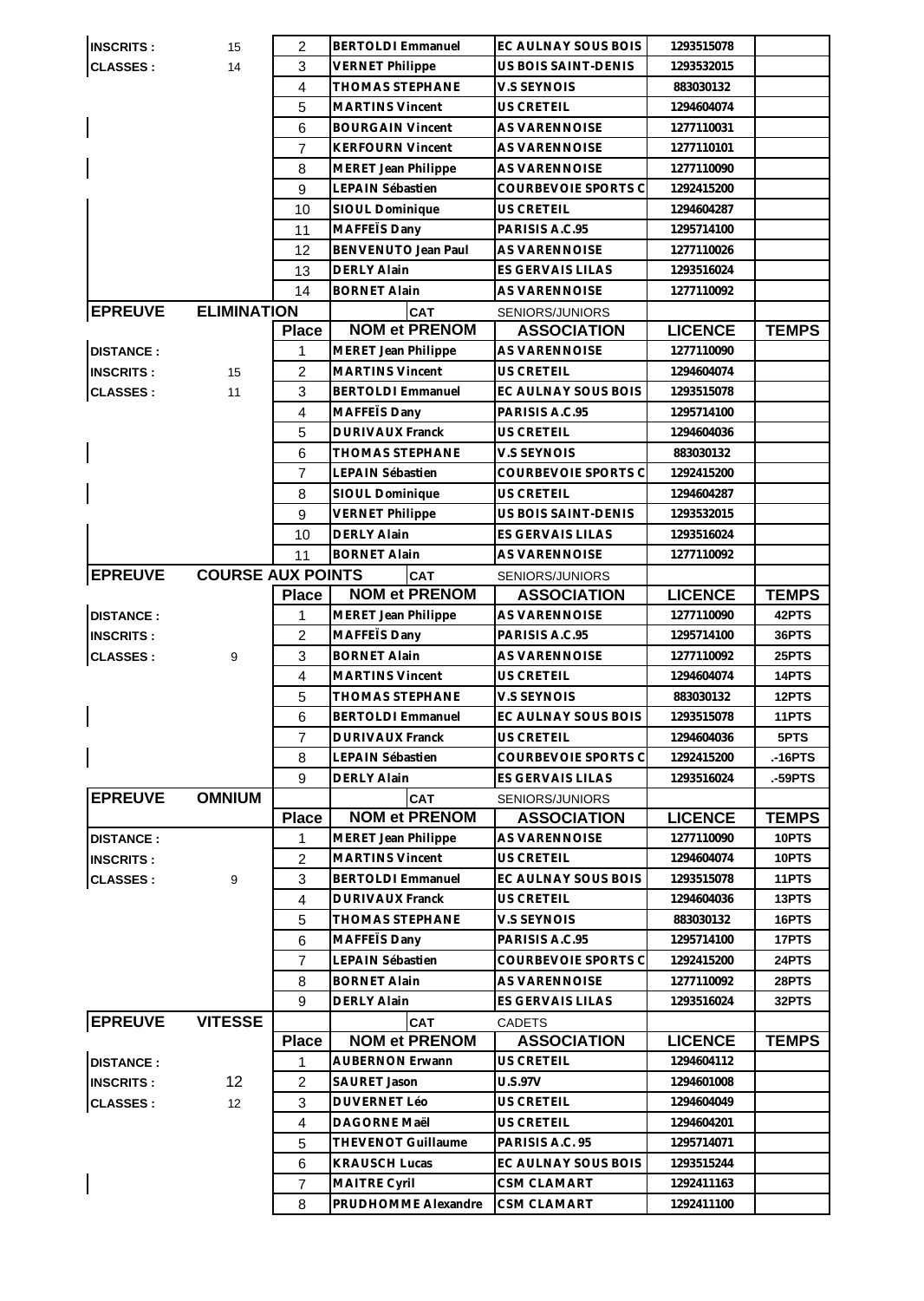| | | | | | | |
|---|---|---|---|---|---|---|
| INSCRITS : | 15 | 2 | BERTOLDI Emmanuel | EC AULNAY SOUS BOIS | 1293515078 | |
| CLASSES : | 14 | 3 | VERNET Philippe | US BOIS SAINT-DENIS | 1293532015 | |
| | | 4 | THOMAS STEPHANE | V.S SEYNOIS | 883030132 | |
| | | 5 | MARTINS Vincent | US CRETEIL | 1294604074 | |
| | | 6 | BOURGAIN Vincent | AS VARENNOISE | 1277110031 | |
| | | 7 | KERFOURN Vincent | AS VARENNOISE | 1277110101 | |
| | | 8 | MERET Jean Philippe | AS VARENNOISE | 1277110090 | |
| | | 9 | LEPAIN Sébastien | COURBEVOIE SPORTS C | 1292415200 | |
| | | 10 | SIOUL Dominique | US CRETEIL | 1294604287 | |
| | | 11 | MAFFEÏS Dany | PARISIS A.C.95 | 1295714100 | |
| | | 12 | BENVENUTO Jean Paul | AS VARENNOISE | 1277110026 | |
| | | 13 | DERLY Alain | ES GERVAIS LILAS | 1293516024 | |
| | | 14 | BORNET Alain | AS VARENNOISE | 1277110092 | |

| EPREUVE | ELIMINATION | | CAT | SENIORS/JUNIORS | | |
|---|---|---|---|---|---|---|
| | | **Place** | **NOM et PRENOM** | **ASSOCIATION** | **LICENCE** | **TEMPS** |
| DISTANCE : | | 1 | MERET Jean Philippe | AS VARENNOISE | 1277110090 | |
| INSCRITS : | 15 | 2 | MARTINS Vincent | US CRETEIL | 1294604074 | |
| CLASSES : | 11 | 3 | BERTOLDI Emmanuel | EC AULNAY SOUS BOIS | 1293515078 | |
| | | 4 | MAFFEÏS Dany | PARISIS A.C.95 | 1295714100 | |
| | | 5 | DURIVAUX Franck | US CRETEIL | 1294604036 | |
| | | 6 | THOMAS STEPHANE | V.S SEYNOIS | 883030132 | |
| | | 7 | LEPAIN Sébastien | COURBEVOIE SPORTS C | 1292415200 | |
| | | 8 | SIOUL Dominique | US CRETEIL | 1294604287 | |
| | | 9 | VERNET Philippe | US BOIS SAINT-DENIS | 1293532015 | |
| | | 10 | DERLY Alain | ES GERVAIS LILAS | 1293516024 | |
| | | 11 | BORNET Alain | AS VARENNOISE | 1277110092 | |

| EPREUVE | COURSE AUX POINTS | | CAT | SENIORS/JUNIORS | | |
|---|---|---|---|---|---|---|
| | | **Place** | **NOM et PRENOM** | **ASSOCIATION** | **LICENCE** | **TEMPS** |
| DISTANCE : | | 1 | MERET Jean Philippe | AS VARENNOISE | 1277110090 | 42PTS |
| INSCRITS : | | 2 | MAFFEÏS Dany | PARISIS A.C.95 | 1295714100 | 36PTS |
| CLASSES : | 9 | 3 | BORNET Alain | AS VARENNOISE | 1277110092 | 25PTS |
| | | 4 | MARTINS Vincent | US CRETEIL | 1294604074 | 14PTS |
| | | 5 | THOMAS STEPHANE | V.S SEYNOIS | 883030132 | 12PTS |
| | | 6 | BERTOLDI Emmanuel | EC AULNAY SOUS BOIS | 1293515078 | 11PTS |
| | | 7 | DURIVAUX Franck | US CRETEIL | 1294604036 | 5PTS |
| | | 8 | LEPAIN Sébastien | COURBEVOIE SPORTS C | 1292415200 | .-16PTS |
| | | 9 | DERLY Alain | ES GERVAIS LILAS | 1293516024 | .-59PTS |

| EPREUVE | OMNIUM | | CAT | SENIORS/JUNIORS | | |
|---|---|---|---|---|---|---|
| | | **Place** | **NOM et PRENOM** | **ASSOCIATION** | **LICENCE** | **TEMPS** |
| DISTANCE : | | 1 | MERET Jean Philippe | AS VARENNOISE | 1277110090 | 10PTS |
| INSCRITS : | | 2 | MARTINS Vincent | US CRETEIL | 1294604074 | 10PTS |
| CLASSES : | 9 | 3 | BERTOLDI Emmanuel | EC AULNAY SOUS BOIS | 1293515078 | 11PTS |
| | | 4 | DURIVAUX Franck | US CRETEIL | 1294604036 | 13PTS |
| | | 5 | THOMAS STEPHANE | V.S SEYNOIS | 883030132 | 16PTS |
| | | 6 | MAFFEÏS Dany | PARISIS A.C.95 | 1295714100 | 17PTS |
| | | 7 | LEPAIN Sébastien | COURBEVOIE SPORTS C | 1292415200 | 24PTS |
| | | 8 | BORNET Alain | AS VARENNOISE | 1277110092 | 28PTS |
| | | 9 | DERLY Alain | ES GERVAIS LILAS | 1293516024 | 32PTS |

| EPREUVE | VITESSE | | CAT | CADETS | | |
|---|---|---|---|---|---|---|
| | | **Place** | **NOM et PRENOM** | **ASSOCIATION** | **LICENCE** | **TEMPS** |
| DISTANCE : | | 1 | AUBERNON Erwann | US CRETEIL | 1294604112 | |
| INSCRITS : | 12 | 2 | SAURET Jason | U.S.97V | 1294601008 | |
| CLASSES : | 12 | 3 | DUVERNET Léo | US CRETEIL | 1294604049 | |
| | | 4 | DAGORNE Maël | US CRETEIL | 1294604201 | |
| | | 5 | THEVENOT Guillaume | PARISIS A.C. 95 | 1295714071 | |
| | | 6 | KRAUSCH Lucas | EC AULNAY SOUS BOIS | 1293515244 | |
| | | 7 | MAITRE Cyril | CSM CLAMART | 1292411163 | |
| | | 8 | PRUDHOMME Alexandre | CSM CLAMART | 1292411100 | |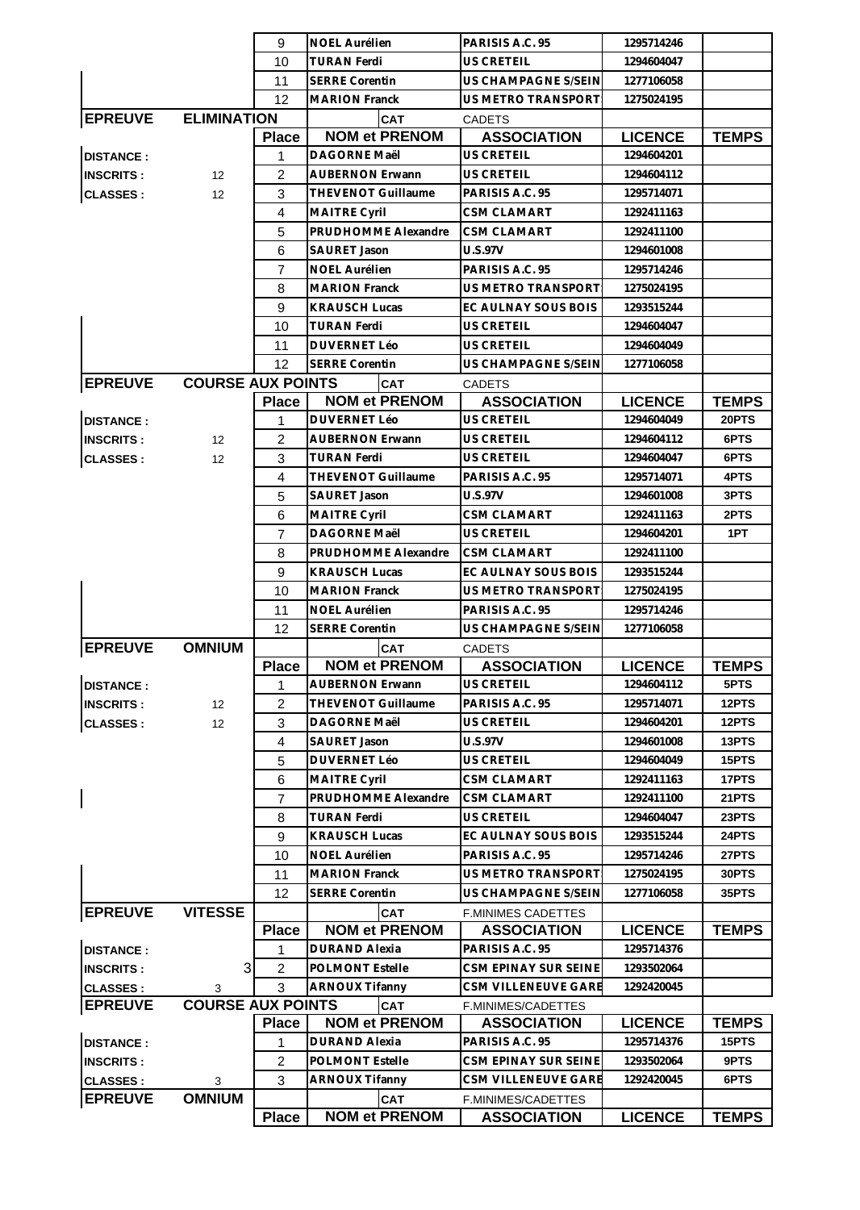| | | Place | NOM et PRENOM | ASSOCIATION | LICENCE | TEMPS |
|---|---|---|---|---|---|---|
| | | 9 | NOEL Aurélien | PARISIS A.C. 95 | 1295714246 | |
| | | 10 | TURAN Ferdi | US CRETEIL | 1294604047 | |
| | | 11 | SERRE Corentin | US CHAMPAGNE S/SEIN | 1277106058 | |
| | | 12 | MARION Franck | US METRO TRANSPORT | 1275024195 | |

| EPREUVE | ELIMINATION | CAT | CADETS | | | |
|---|---|---|---|---|---|---|
| | | Place | NOM et PRENOM | ASSOCIATION | LICENCE | TEMPS |
| DISTANCE : | | 1 | DAGORNE Maël | US CRETEIL | 1294604201 | |
| INSCRITS : | 12 | 2 | AUBERNON Erwann | US CRETEIL | 1294604112 | |
| CLASSES : | 12 | 3 | THEVENOT Guillaume | PARISIS A.C. 95 | 1295714071 | |
| | | 4 | MAITRE Cyril | CSM CLAMART | 1292411163 | |
| | | 5 | PRUDHOMME Alexandre | CSM CLAMART | 1292411100 | |
| | | 6 | SAURET Jason | U.S.97V | 1294601008 | |
| | | 7 | NOEL Aurélien | PARISIS A.C. 95 | 1295714246 | |
| | | 8 | MARION Franck | US METRO TRANSPORT | 1275024195 | |
| | | 9 | KRAUSCH Lucas | EC AULNAY SOUS BOIS | 1293515244 | |
| | | 10 | TURAN Ferdi | US CRETEIL | 1294604047 | |
| | | 11 | DUVERNET Léo | US CRETEIL | 1294604049 | |
| | | 12 | SERRE Corentin | US CHAMPAGNE S/SEIN | 1277106058 | |

| EPREUVE | COURSE AUX POINTS | CAT | CADETS | | | |
|---|---|---|---|---|---|---|
| | | Place | NOM et PRENOM | ASSOCIATION | LICENCE | TEMPS |
| DISTANCE : | | 1 | DUVERNET Léo | US CRETEIL | 1294604049 | 20PTS |
| INSCRITS : | 12 | 2 | AUBERNON Erwann | US CRETEIL | 1294604112 | 6PTS |
| CLASSES : | 12 | 3 | TURAN Ferdi | US CRETEIL | 1294604047 | 6PTS |
| | | 4 | THEVENOT Guillaume | PARISIS A.C. 95 | 1295714071 | 4PTS |
| | | 5 | SAURET Jason | U.S.97V | 1294601008 | 3PTS |
| | | 6 | MAITRE Cyril | CSM CLAMART | 1292411163 | 2PTS |
| | | 7 | DAGORNE Maël | US CRETEIL | 1294604201 | 1PT |
| | | 8 | PRUDHOMME Alexandre | CSM CLAMART | 1292411100 | |
| | | 9 | KRAUSCH Lucas | EC AULNAY SOUS BOIS | 1293515244 | |
| | | 10 | MARION Franck | US METRO TRANSPORT | 1275024195 | |
| | | 11 | NOEL Aurélien | PARISIS A.C. 95 | 1295714246 | |
| | | 12 | SERRE Corentin | US CHAMPAGNE S/SEIN | 1277106058 | |

| EPREUVE | OMNIUM | CAT | CADETS | | | |
|---|---|---|---|---|---|---|
| | | Place | NOM et PRENOM | ASSOCIATION | LICENCE | TEMPS |
| DISTANCE : | | 1 | AUBERNON Erwann | US CRETEIL | 1294604112 | 5PTS |
| INSCRITS : | 12 | 2 | THEVENOT Guillaume | PARISIS A.C. 95 | 1295714071 | 12PTS |
| CLASSES : | 12 | 3 | DAGORNE Maël | US CRETEIL | 1294604201 | 12PTS |
| | | 4 | SAURET Jason | U.S.97V | 1294601008 | 13PTS |
| | | 5 | DUVERNET Léo | US CRETEIL | 1294604049 | 15PTS |
| | | 6 | MAITRE Cyril | CSM CLAMART | 1292411163 | 17PTS |
| | | 7 | PRUDHOMME Alexandre | CSM CLAMART | 1292411100 | 21PTS |
| | | 8 | TURAN Ferdi | US CRETEIL | 1294604047 | 23PTS |
| | | 9 | KRAUSCH Lucas | EC AULNAY SOUS BOIS | 1293515244 | 24PTS |
| | | 10 | NOEL Aurélien | PARISIS A.C. 95 | 1295714246 | 27PTS |
| | | 11 | MARION Franck | US METRO TRANSPORT | 1275024195 | 30PTS |
| | | 12 | SERRE Corentin | US CHAMPAGNE S/SEIN | 1277106058 | 35PTS |

| EPREUVE | VITESSE | CAT | F.MINIMES CADETTES | | | |
|---|---|---|---|---|---|---|
| | | Place | NOM et PRENOM | ASSOCIATION | LICENCE | TEMPS |
| DISTANCE : | | 1 | DURAND Alexia | PARISIS A.C. 95 | 1295714376 | |
| INSCRITS : | 3 | 2 | POLMONT Estelle | CSM EPINAY SUR SEINE | 1293502064 | |
| CLASSES : | 3 | 3 | ARNOUX Tifanny | CSM VILLENEUVE GARE | 1292420045 | |

| EPREUVE | COURSE AUX POINTS | CAT | F.MINIMES/CADETTES | | | |
|---|---|---|---|---|---|---|
| | | Place | NOM et PRENOM | ASSOCIATION | LICENCE | TEMPS |
| DISTANCE : | | 1 | DURAND Alexia | PARISIS A.C. 95 | 1295714376 | 15PTS |
| INSCRITS : | | 2 | POLMONT Estelle | CSM EPINAY SUR SEINE | 1293502064 | 9PTS |
| CLASSES : | 3 | 3 | ARNOUX Tifanny | CSM VILLENEUVE GARE | 1292420045 | 6PTS |

| EPREUVE | OMNIUM | CAT | F.MINIMES/CADETTES | | | |
|---|---|---|---|---|---|---|
| | | Place | NOM et PRENOM | ASSOCIATION | LICENCE | TEMPS |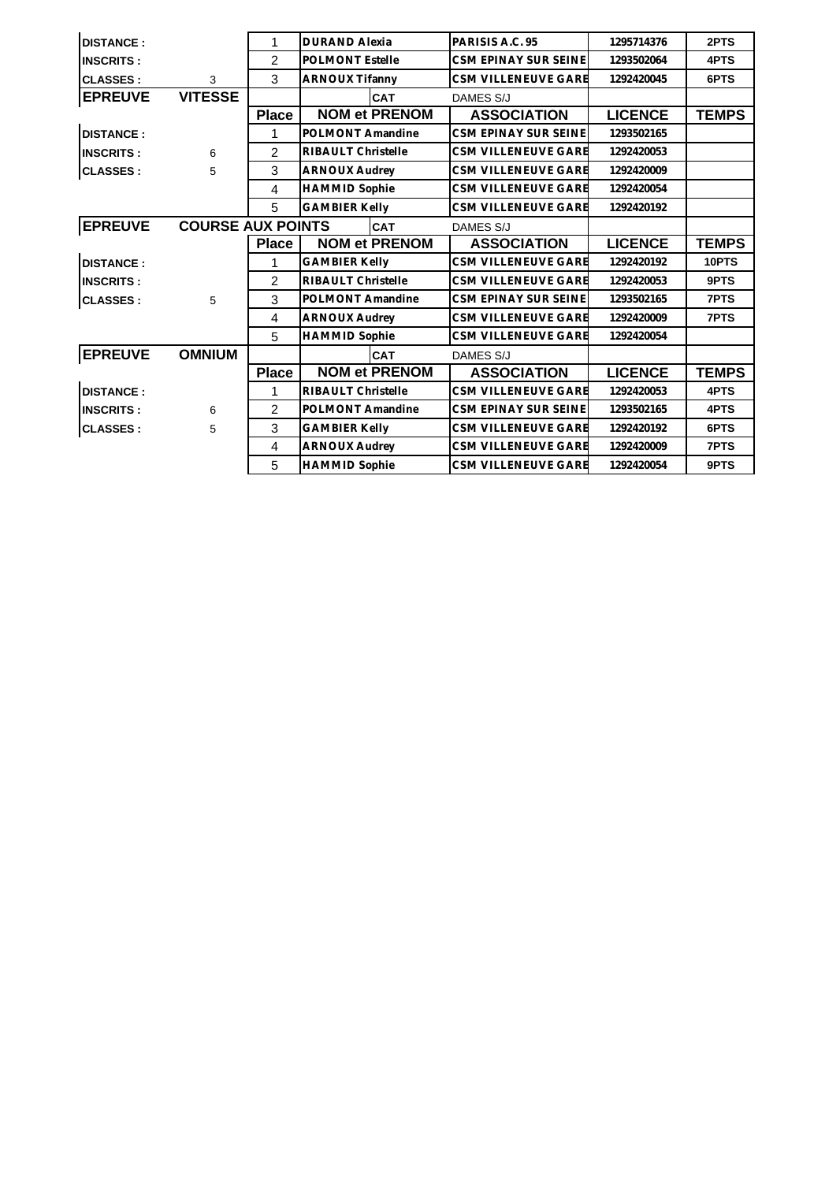| | | Place | NOM et PRENOM | ASSOCIATION | LICENCE | TEMPS |
|---|---|---|---|---|---|---|
| DISTANCE : | | 1 | DURAND Alexia | PARISIS A.C. 95 | 1295714376 | 2PTS |
| INSCRITS : | | 2 | POLMONT Estelle | CSM EPINAY SUR SEINE | 1293502064 | 4PTS |
| CLASSES : | 3 | 3 | ARNOUX Tifanny | CSM VILLENEUVE GARE | 1292420045 | 6PTS |

| EPREUVE | VITESSE | | CAT | DAMES S/J | | |
|---|---|---|---|---|---|---|
| | | Place | NOM et PRENOM | ASSOCIATION | LICENCE | TEMPS |
| DISTANCE : | | 1 | POLMONT Amandine | CSM EPINAY SUR SEINE | 1293502165 | |
| INSCRITS : | 6 | 2 | RIBAULT Christelle | CSM VILLENEUVE GARE | 1292420053 | |
| CLASSES : | 5 | 3 | ARNOUX Audrey | CSM VILLENEUVE GARE | 1292420009 | |
| | | 4 | HAMMID Sophie | CSM VILLENEUVE GARE | 1292420054 | |
| | | 5 | GAMBIER Kelly | CSM VILLENEUVE GARE | 1292420192 | |

| EPREUVE | COURSE AUX POINTS | | CAT | DAMES S/J | | |
|---|---|---|---|---|---|---|
| | | Place | NOM et PRENOM | ASSOCIATION | LICENCE | TEMPS |
| DISTANCE : | | 1 | GAMBIER Kelly | CSM VILLENEUVE GARE | 1292420192 | 10PTS |
| INSCRITS : | | 2 | RIBAULT Christelle | CSM VILLENEUVE GARE | 1292420053 | 9PTS |
| CLASSES : | 5 | 3 | POLMONT Amandine | CSM EPINAY SUR SEINE | 1293502165 | 7PTS |
| | | 4 | ARNOUX Audrey | CSM VILLENEUVE GARE | 1292420009 | 7PTS |
| | | 5 | HAMMID Sophie | CSM VILLENEUVE GARE | 1292420054 | |

| EPREUVE | OMNIUM | | CAT | DAMES S/J | | |
|---|---|---|---|---|---|---|
| | | Place | NOM et PRENOM | ASSOCIATION | LICENCE | TEMPS |
| DISTANCE : | | 1 | RIBAULT Christelle | CSM VILLENEUVE GARE | 1292420053 | 4PTS |
| INSCRITS : | 6 | 2 | POLMONT Amandine | CSM EPINAY SUR SEINE | 1293502165 | 4PTS |
| CLASSES : | 5 | 3 | GAMBIER Kelly | CSM VILLENEUVE GARE | 1292420192 | 6PTS |
| | | 4 | ARNOUX Audrey | CSM VILLENEUVE GARE | 1292420009 | 7PTS |
| | | 5 | HAMMID Sophie | CSM VILLENEUVE GARE | 1292420054 | 9PTS |